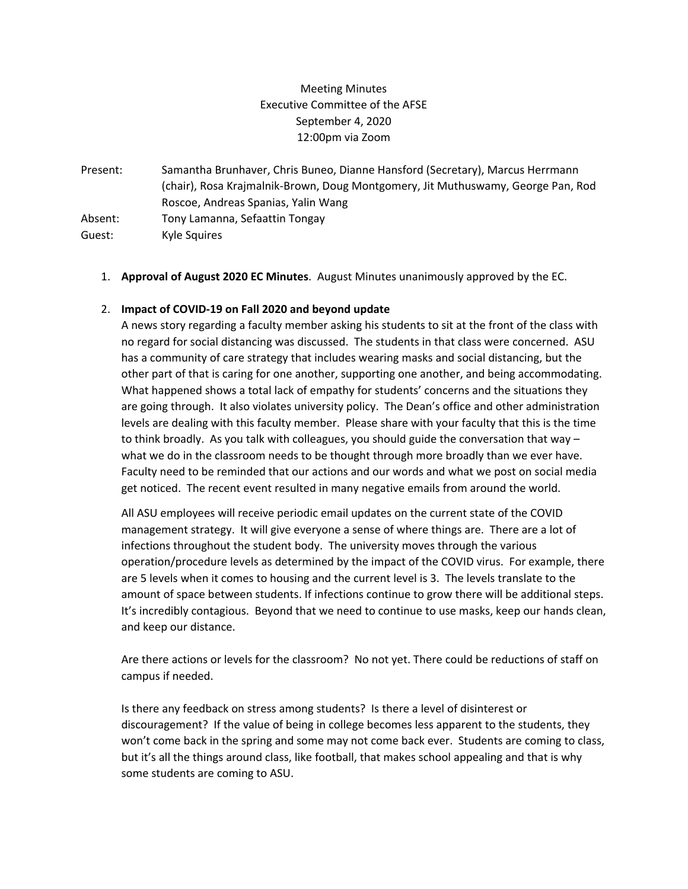Meeting Minutes
Executive Committee of the AFSE
September 4, 2020
12:00pm via Zoom

| | |
|---|---|
| Present: | Samantha Brunhaver, Chris Buneo, Dianne Hansford (Secretary), Marcus Herrmann (chair), Rosa Krajmalnik-Brown, Doug Montgomery, Jit Muthuswamy, George Pan, Rod Roscoe, Andreas Spanias, Yalin Wang |
| Absent: | Tony Lamanna, Sefaattin Tongay |
| Guest: | Kyle Squires |

1. **Approval of August 2020 EC Minutes**. August Minutes unanimously approved by the EC.

2. **Impact of COVID-19 on Fall 2020 and beyond update**
   A news story regarding a faculty member asking his students to sit at the front of the class with no regard for social distancing was discussed. The students in that class were concerned. ASU has a community of care strategy that includes wearing masks and social distancing, but the other part of that is caring for one another, supporting one another, and being accommodating. What happened shows a total lack of empathy for students' concerns and the situations they are going through. It also violates university policy. The Dean's office and other administration levels are dealing with this faculty member. Please share with your faculty that this is the time to think broadly. As you talk with colleagues, you should guide the conversation that way – what we do in the classroom needs to be thought through more broadly than we ever have. Faculty need to be reminded that our actions and our words and what we post on social media get noticed. The recent event resulted in many negative emails from around the world.

   All ASU employees will receive periodic email updates on the current state of the COVID management strategy. It will give everyone a sense of where things are. There are a lot of infections throughout the student body. The university moves through the various operation/procedure levels as determined by the impact of the COVID virus. For example, there are 5 levels when it comes to housing and the current level is 3. The levels translate to the amount of space between students. If infections continue to grow there will be additional steps. It's incredibly contagious. Beyond that we need to continue to use masks, keep our hands clean, and keep our distance.

   Are there actions or levels for the classroom? No not yet. There could be reductions of staff on campus if needed.

   Is there any feedback on stress among students? Is there a level of disinterest or discouragement? If the value of being in college becomes less apparent to the students, they won't come back in the spring and some may not come back ever. Students are coming to class, but it's all the things around class, like football, that makes school appealing and that is why some students are coming to ASU.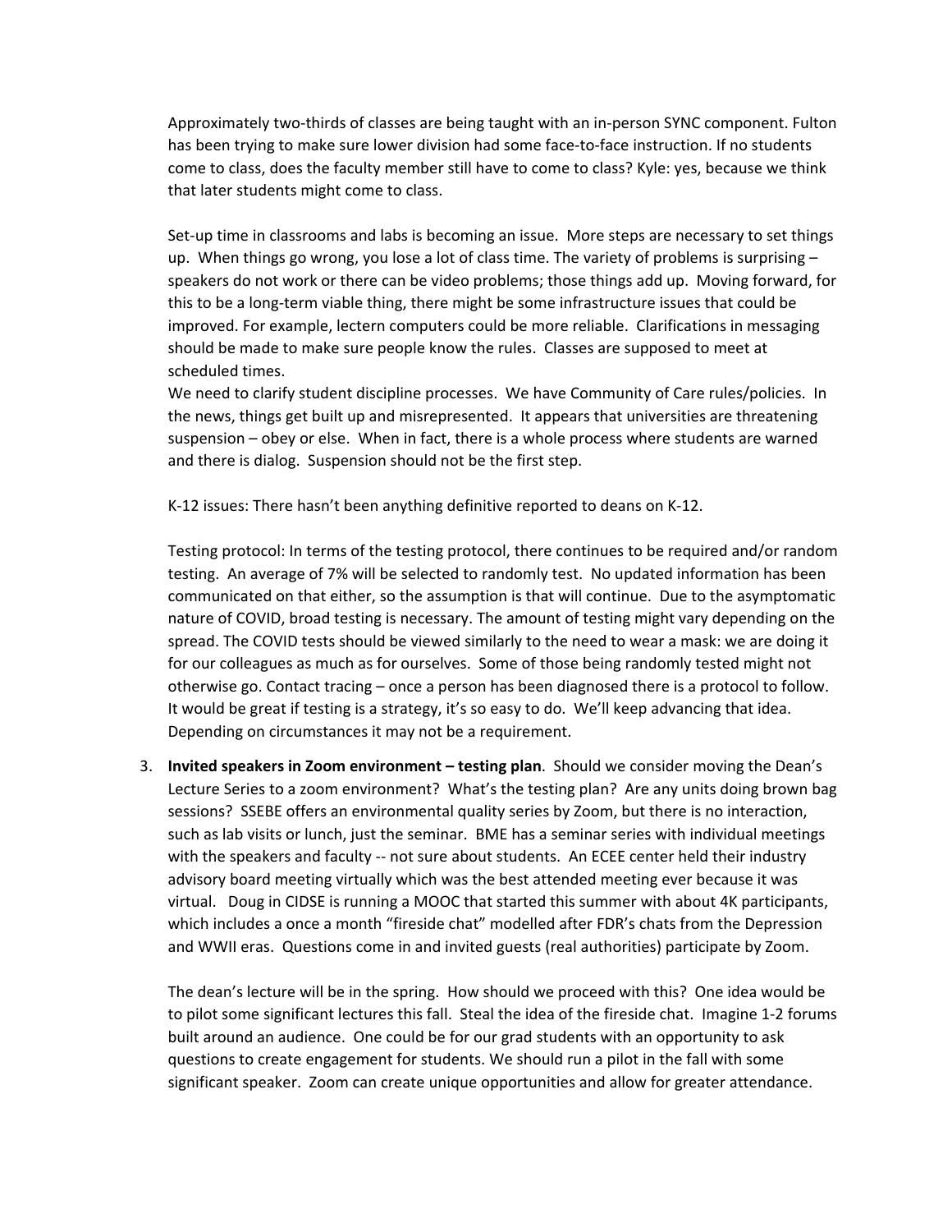Approximately two-thirds of classes are being taught with an in-person SYNC component. Fulton has been trying to make sure lower division had some face-to-face instruction. If no students come to class, does the faculty member still have to come to class? Kyle: yes, because we think that later students might come to class.

Set-up time in classrooms and labs is becoming an issue. More steps are necessary to set things up. When things go wrong, you lose a lot of class time. The variety of problems is surprising – speakers do not work or there can be video problems; those things add up. Moving forward, for this to be a long-term viable thing, there might be some infrastructure issues that could be improved. For example, lectern computers could be more reliable. Clarifications in messaging should be made to make sure people know the rules. Classes are supposed to meet at scheduled times.

We need to clarify student discipline processes. We have Community of Care rules/policies. In the news, things get built up and misrepresented. It appears that universities are threatening suspension – obey or else. When in fact, there is a whole process where students are warned and there is dialog. Suspension should not be the first step.

K-12 issues: There hasn't been anything definitive reported to deans on K-12.

Testing protocol: In terms of the testing protocol, there continues to be required and/or random testing. An average of 7% will be selected to randomly test. No updated information has been communicated on that either, so the assumption is that will continue. Due to the asymptomatic nature of COVID, broad testing is necessary. The amount of testing might vary depending on the spread. The COVID tests should be viewed similarly to the need to wear a mask: we are doing it for our colleagues as much as for ourselves. Some of those being randomly tested might not otherwise go. Contact tracing – once a person has been diagnosed there is a protocol to follow. It would be great if testing is a strategy, it's so easy to do. We'll keep advancing that idea. Depending on circumstances it may not be a requirement.

3. **Invited speakers in Zoom environment – testing plan**. Should we consider moving the Dean's Lecture Series to a zoom environment? What's the testing plan? Are any units doing brown bag sessions? SSEBE offers an environmental quality series by Zoom, but there is no interaction, such as lab visits or lunch, just the seminar. BME has a seminar series with individual meetings with the speakers and faculty -- not sure about students. An ECEE center held their industry advisory board meeting virtually which was the best attended meeting ever because it was virtual. Doug in CIDSE is running a MOOC that started this summer with about 4K participants, which includes a once a month "fireside chat" modelled after FDR's chats from the Depression and WWII eras. Questions come in and invited guests (real authorities) participate by Zoom.

   The dean's lecture will be in the spring. How should we proceed with this? One idea would be to pilot some significant lectures this fall. Steal the idea of the fireside chat. Imagine 1-2 forums built around an audience. One could be for our grad students with an opportunity to ask questions to create engagement for students. We should run a pilot in the fall with some significant speaker. Zoom can create unique opportunities and allow for greater attendance.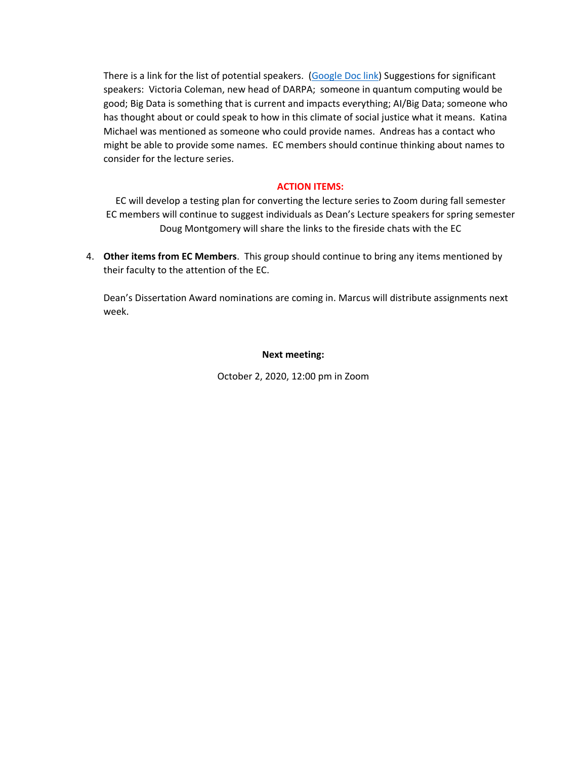There is a link for the list of potential speakers. ([Google Doc link]) Suggestions for significant speakers: Victoria Coleman, new head of DARPA; someone in quantum computing would be good; Big Data is something that is current and impacts everything; AI/Big Data; someone who has thought about or could speak to how in this climate of social justice what it means. Katina Michael was mentioned as someone who could provide names. Andreas has a contact who might be able to provide some names. EC members should continue thinking about names to consider for the lecture series.

**ACTION ITEMS:**

EC will develop a testing plan for converting the lecture series to Zoom during fall semester
EC members will continue to suggest individuals as Dean's Lecture speakers for spring semester
Doug Montgomery will share the links to the fireside chats with the EC

4. **Other items from EC Members**. This group should continue to bring any items mentioned by their faculty to the attention of the EC.

   Dean's Dissertation Award nominations are coming in. Marcus will distribute assignments next week.

**Next meeting:**

October 2, 2020, 12:00 pm in Zoom